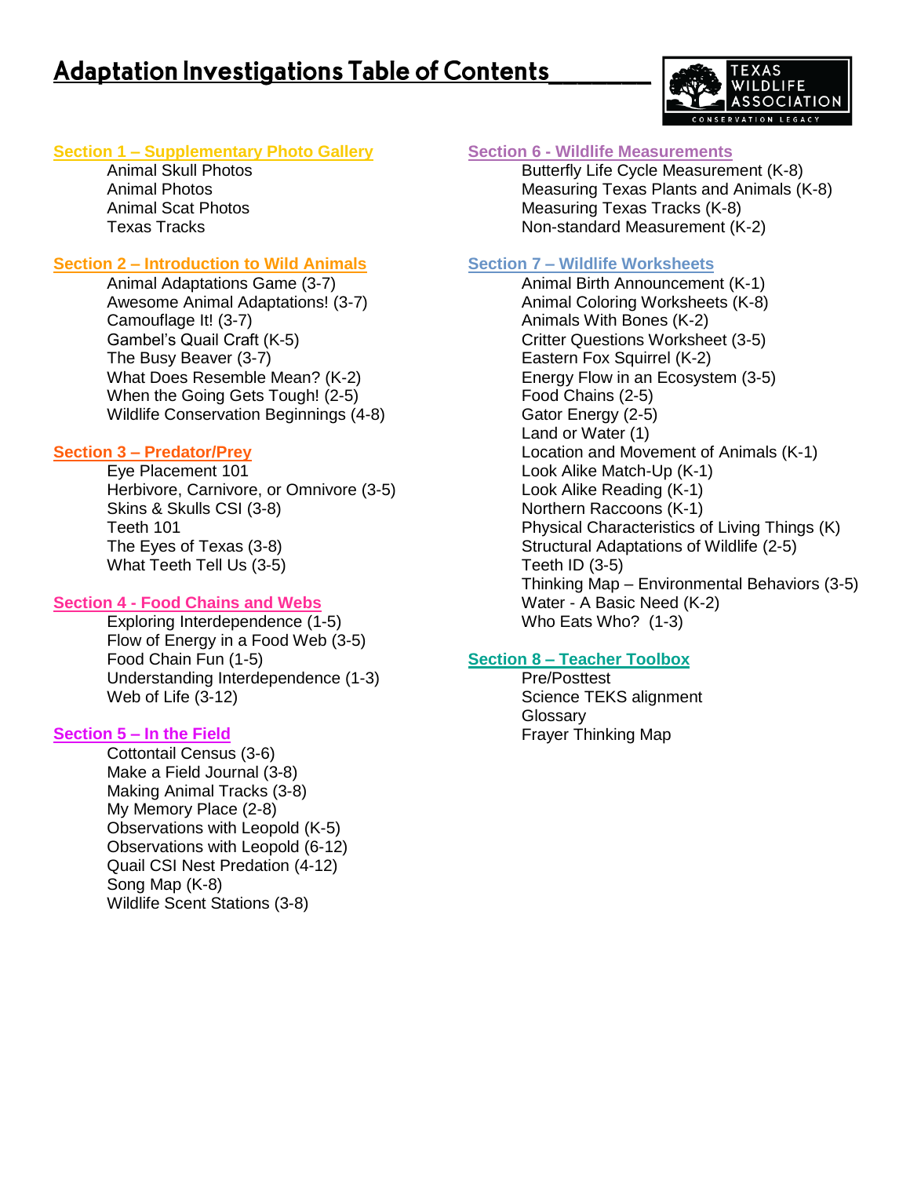# Adaptation Investigations Table of Contents

TEXAS WILDLIFE ASSOCIATION
CONSERVATION LEGACY

## Section 1 – Supplementary Photo Gallery

- Animal Skull Photos
- Animal Photos
- Animal Scat Photos
- Texas Tracks

## Section 2 – Introduction to Wild Animals

- Animal Adaptations Game (3-7)
- Awesome Animal Adaptations! (3-7)
- Camouflage It! (3-7)
- Gambel's Quail Craft (K-5)
- The Busy Beaver (3-7)
- What Does Resemble Mean? (K-2)
- When the Going Gets Tough! (2-5)
- Wildlife Conservation Beginnings (4-8)

## Section 3 – Predator/Prey

- Eye Placement 101
- Herbivore, Carnivore, or Omnivore (3-5)
- Skins & Skulls CSI (3-8)
- Teeth 101
- The Eyes of Texas (3-8)
- What Teeth Tell Us (3-5)

## Section 4 - Food Chains and Webs

- Exploring Interdependence (1-5)
- Flow of Energy in a Food Web (3-5)
- Food Chain Fun (1-5)
- Understanding Interdependence (1-3)
- Web of Life (3-12)

## Section 5 – In the Field

- Cottontail Census (3-6)
- Make a Field Journal (3-8)
- Making Animal Tracks (3-8)
- My Memory Place (2-8)
- Observations with Leopold (K-5)
- Observations with Leopold (6-12)
- Quail CSI Nest Predation (4-12)
- Song Map (K-8)
- Wildlife Scent Stations (3-8)

## Section 6 - Wildlife Measurements

- Butterfly Life Cycle Measurement (K-8)
- Measuring Texas Plants and Animals (K-8)
- Measuring Texas Tracks (K-8)
- Non-standard Measurement (K-2)

## Section 7 – Wildlife Worksheets

- Animal Birth Announcement (K-1)
- Animal Coloring Worksheets (K-8)
- Animals With Bones (K-2)
- Critter Questions Worksheet (3-5)
- Eastern Fox Squirrel (K-2)
- Energy Flow in an Ecosystem (3-5)
- Food Chains (2-5)
- Gator Energy (2-5)
- Land or Water (1)
- Location and Movement of Animals (K-1)
- Look Alike Match-Up (K-1)
- Look Alike Reading (K-1)
- Northern Raccoons (K-1)
- Physical Characteristics of Living Things (K)
- Structural Adaptations of Wildlife (2-5)
- Teeth ID (3-5)
- Thinking Map – Environmental Behaviors (3-5)
- Water - A Basic Need (K-2)
- Who Eats Who? (1-3)

## Section 8 – Teacher Toolbox

- Pre/Posttest
- Science TEKS alignment
- Glossary
- Frayer Thinking Map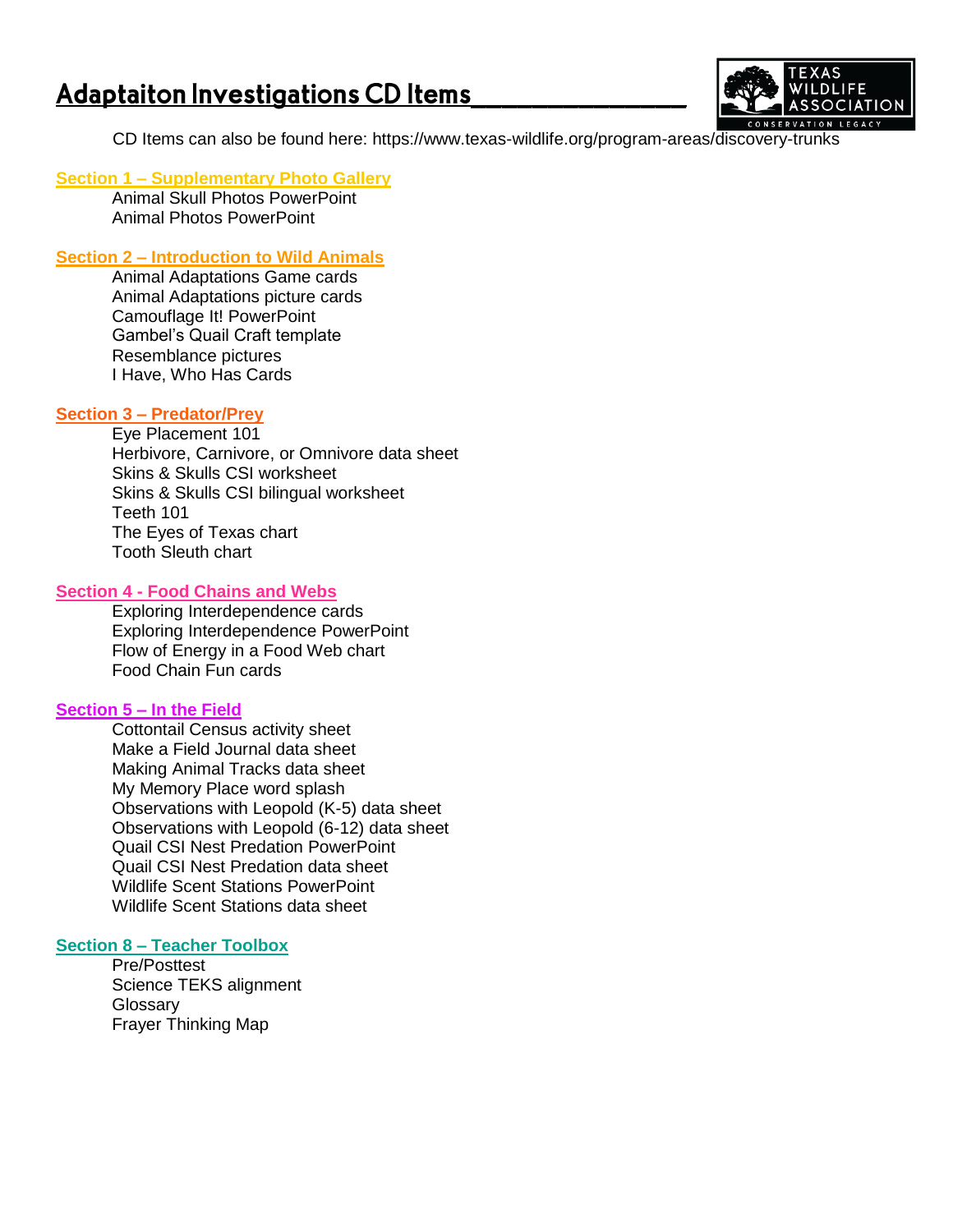# Adaptaiton Investigations CD Items

CD Items can also be found here: https://www.texas-wildlife.org/program-areas/discovery-trunks

## Section 1 – Supplementary Photo Gallery

- Animal Skull Photos PowerPoint
- Animal Photos PowerPoint

## Section 2 – Introduction to Wild Animals

- Animal Adaptations Game cards
- Animal Adaptations picture cards
- Camouflage It! PowerPoint
- Gambel's Quail Craft template
- Resemblance pictures
- I Have, Who Has Cards

## Section 3 – Predator/Prey

- Eye Placement 101
- Herbivore, Carnivore, or Omnivore data sheet
- Skins & Skulls CSI worksheet
- Skins & Skulls CSI bilingual worksheet
- Teeth 101
- The Eyes of Texas chart
- Tooth Sleuth chart

## Section 4 - Food Chains and Webs

- Exploring Interdependence cards
- Exploring Interdependence PowerPoint
- Flow of Energy in a Food Web chart
- Food Chain Fun cards

## Section 5 – In the Field

- Cottontail Census activity sheet
- Make a Field Journal data sheet
- Making Animal Tracks data sheet
- My Memory Place word splash
- Observations with Leopold (K-5) data sheet
- Observations with Leopold (6-12) data sheet
- Quail CSI Nest Predation PowerPoint
- Quail CSI Nest Predation data sheet
- Wildlife Scent Stations PowerPoint
- Wildlife Scent Stations data sheet

## Section 8 – Teacher Toolbox

- Pre/Posttest
- Science TEKS alignment
- Glossary
- Frayer Thinking Map